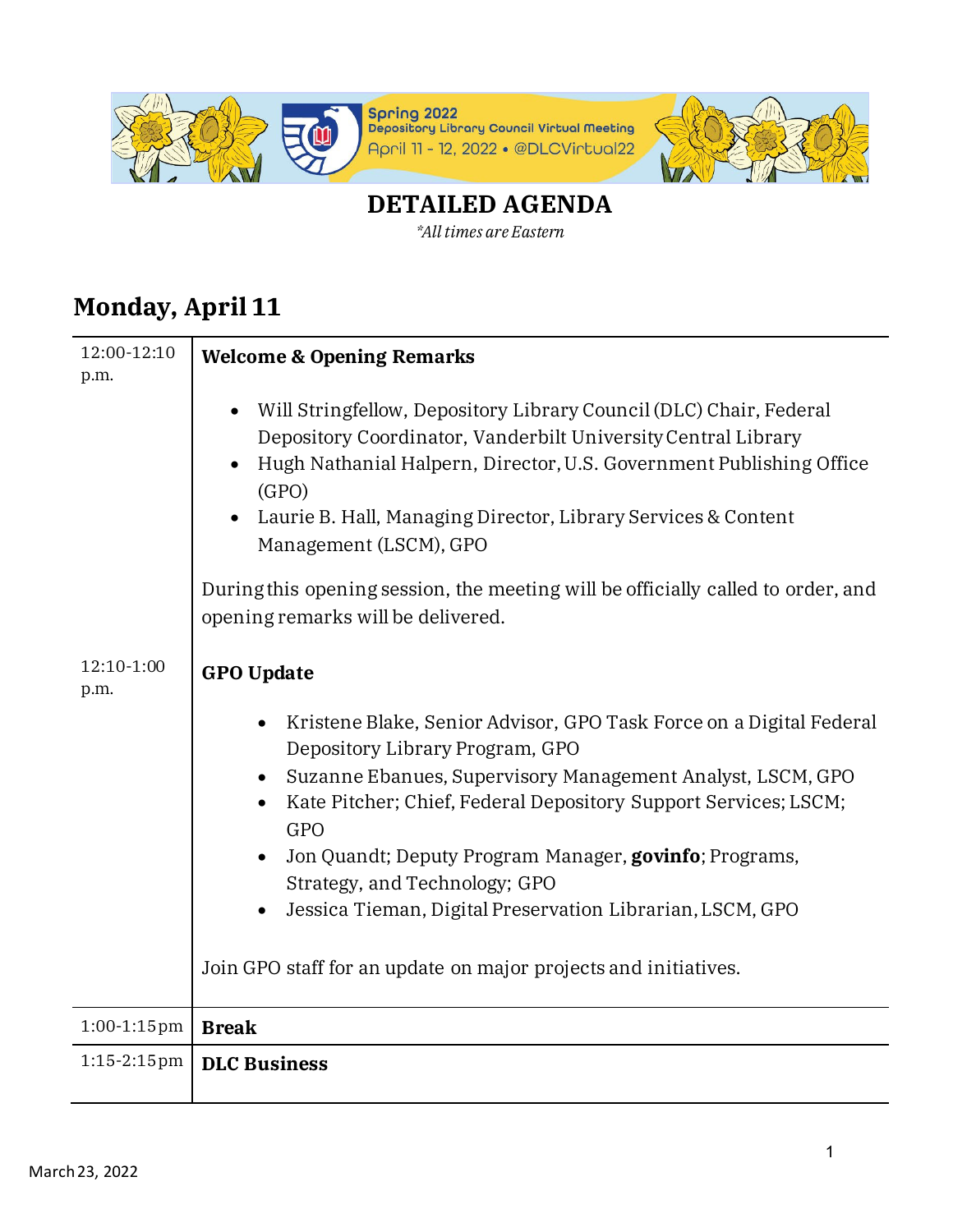Spring 2022
Depository Library Council Virtual Meeting
April 11 - 12, 2022 • @DLCVirtual22

# DETAILED AGENDA

*\*All times are Eastern*

## Monday, April 11

| | |
|---|---|
| 12:00-12:10 p.m. | **Welcome & Opening Remarks**<br><br>• Will Stringfellow, Depository Library Council (DLC) Chair, Federal Depository Coordinator, Vanderbilt University Central Library<br>• Hugh Nathanial Halpern, Director, U.S. Government Publishing Office (GPO)<br>• Laurie B. Hall, Managing Director, Library Services & Content Management (LSCM), GPO<br><br>During this opening session, the meeting will be officially called to order, and opening remarks will be delivered. |
| 12:10-1:00 p.m. | **GPO Update**<br><br>• Kristene Blake, Senior Advisor, GPO Task Force on a Digital Federal Depository Library Program, GPO<br>• Suzanne Ebanues, Supervisory Management Analyst, LSCM, GPO<br>• Kate Pitcher; Chief, Federal Depository Support Services; LSCM; GPO<br>• Jon Quandt; Deputy Program Manager, **govinfo**; Programs, Strategy, and Technology; GPO<br>• Jessica Tieman, Digital Preservation Librarian, LSCM, GPO<br><br>Join GPO staff for an update on major projects and initiatives. |
| 1:00-1:15pm | **Break** |
| 1:15-2:15pm | **DLC Business** |

March 23, 2022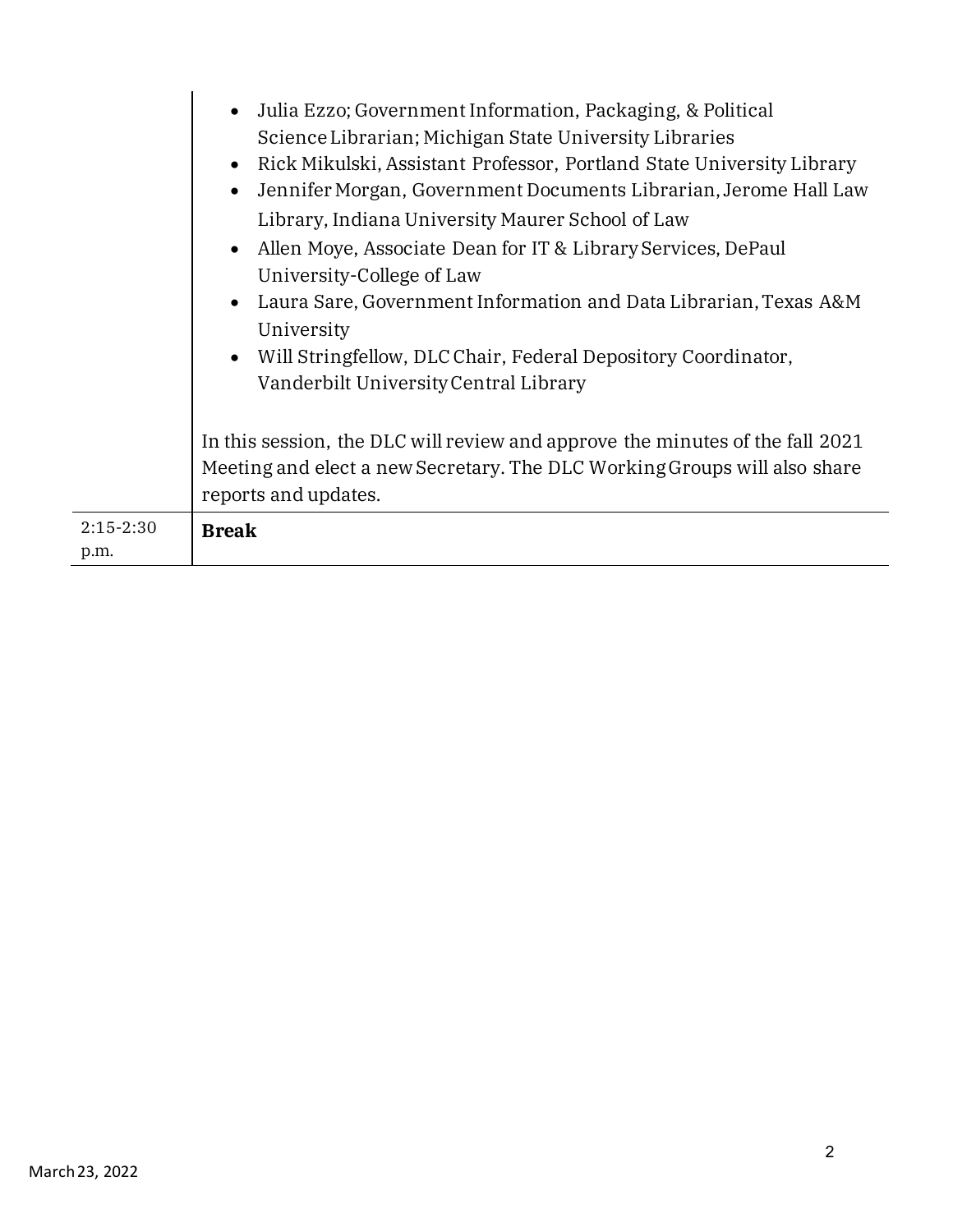| | |
|---|---|
| | • Julia Ezzo; Government Information, Packaging, & Political Science Librarian; Michigan State University Libraries<br>• Rick Mikulski, Assistant Professor, Portland State University Library<br>• Jennifer Morgan, Government Documents Librarian, Jerome Hall Law Library, Indiana University Maurer School of Law<br>• Allen Moye, Associate Dean for IT & Library Services, DePaul University-College of Law<br>• Laura Sare, Government Information and Data Librarian, Texas A&M University<br>• Will Stringfellow, DLC Chair, Federal Depository Coordinator, Vanderbilt University Central Library<br><br>In this session, the DLC will review and approve the minutes of the fall 2021 Meeting and elect a new Secretary. The DLC Working Groups will also share reports and updates. |
| 2:15-2:30 p.m. | **Break** |

March 23, 2022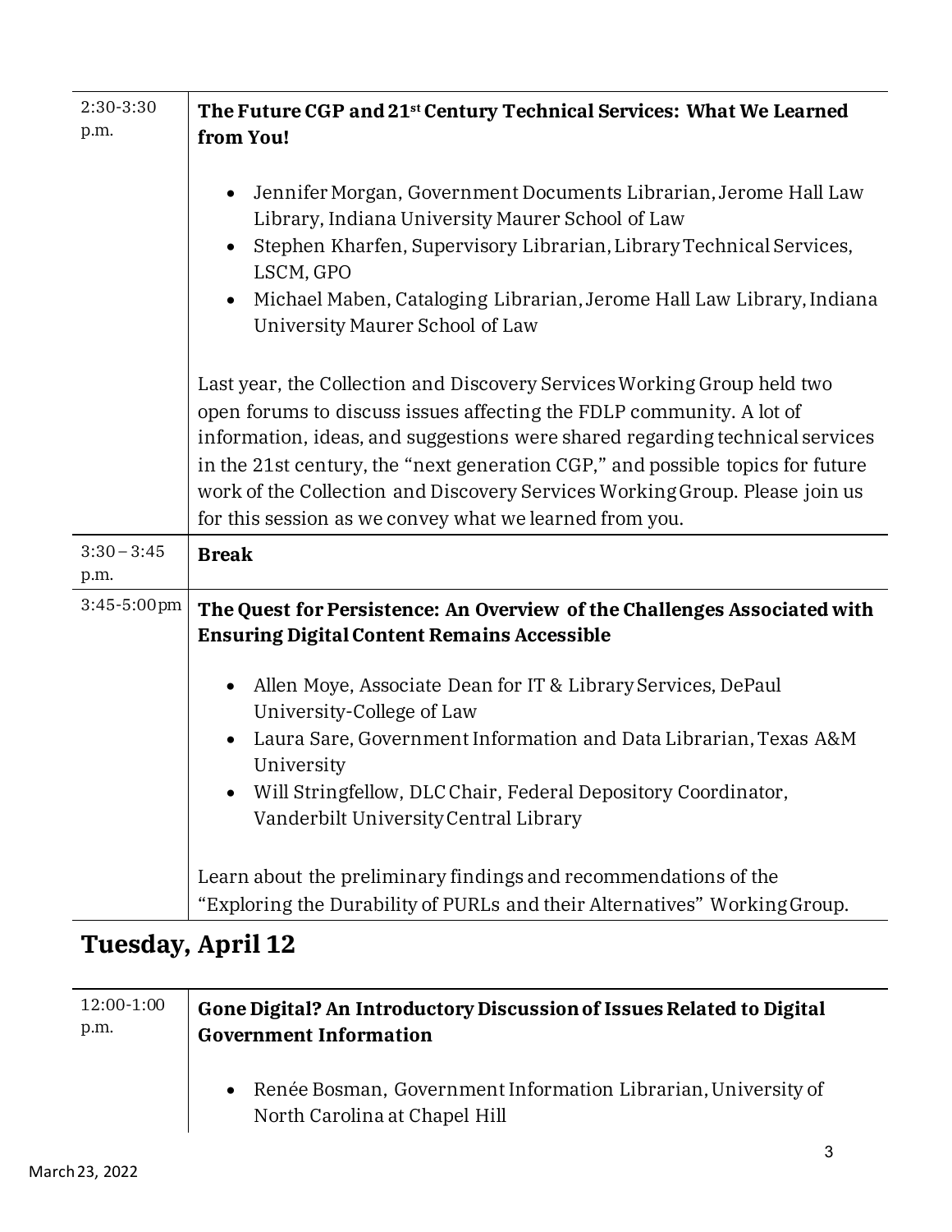| | |
|---|---|
| 2:30-3:30 p.m. | **The Future CGP and 21st Century Technical Services: What We Learned from You!**<br><br>• Jennifer Morgan, Government Documents Librarian, Jerome Hall Law Library, Indiana University Maurer School of Law<br>• Stephen Kharfen, Supervisory Librarian, Library Technical Services, LSCM, GPO<br>• Michael Maben, Cataloging Librarian, Jerome Hall Law Library, Indiana University Maurer School of Law<br><br>Last year, the Collection and Discovery Services Working Group held two open forums to discuss issues affecting the FDLP community. A lot of information, ideas, and suggestions were shared regarding technical services in the 21st century, the "next generation CGP," and possible topics for future work of the Collection and Discovery Services Working Group. Please join us for this session as we convey what we learned from you. |
| 3:30 – 3:45 p.m. | **Break** |
| 3:45-5:00 pm | **The Quest for Persistence: An Overview of the Challenges Associated with Ensuring Digital Content Remains Accessible**<br><br>• Allen Moye, Associate Dean for IT & Library Services, DePaul University-College of Law<br>• Laura Sare, Government Information and Data Librarian, Texas A&M University<br>• Will Stringfellow, DLC Chair, Federal Depository Coordinator, Vanderbilt University Central Library<br><br>Learn about the preliminary findings and recommendations of the "Exploring the Durability of PURLs and their Alternatives" Working Group. |

## Tuesday, April 12

| | |
|---|---|
| 12:00-1:00 p.m. | **Gone Digital? An Introductory Discussion of Issues Related to Digital Government Information**<br><br>• Renée Bosman, Government Information Librarian, University of North Carolina at Chapel Hill |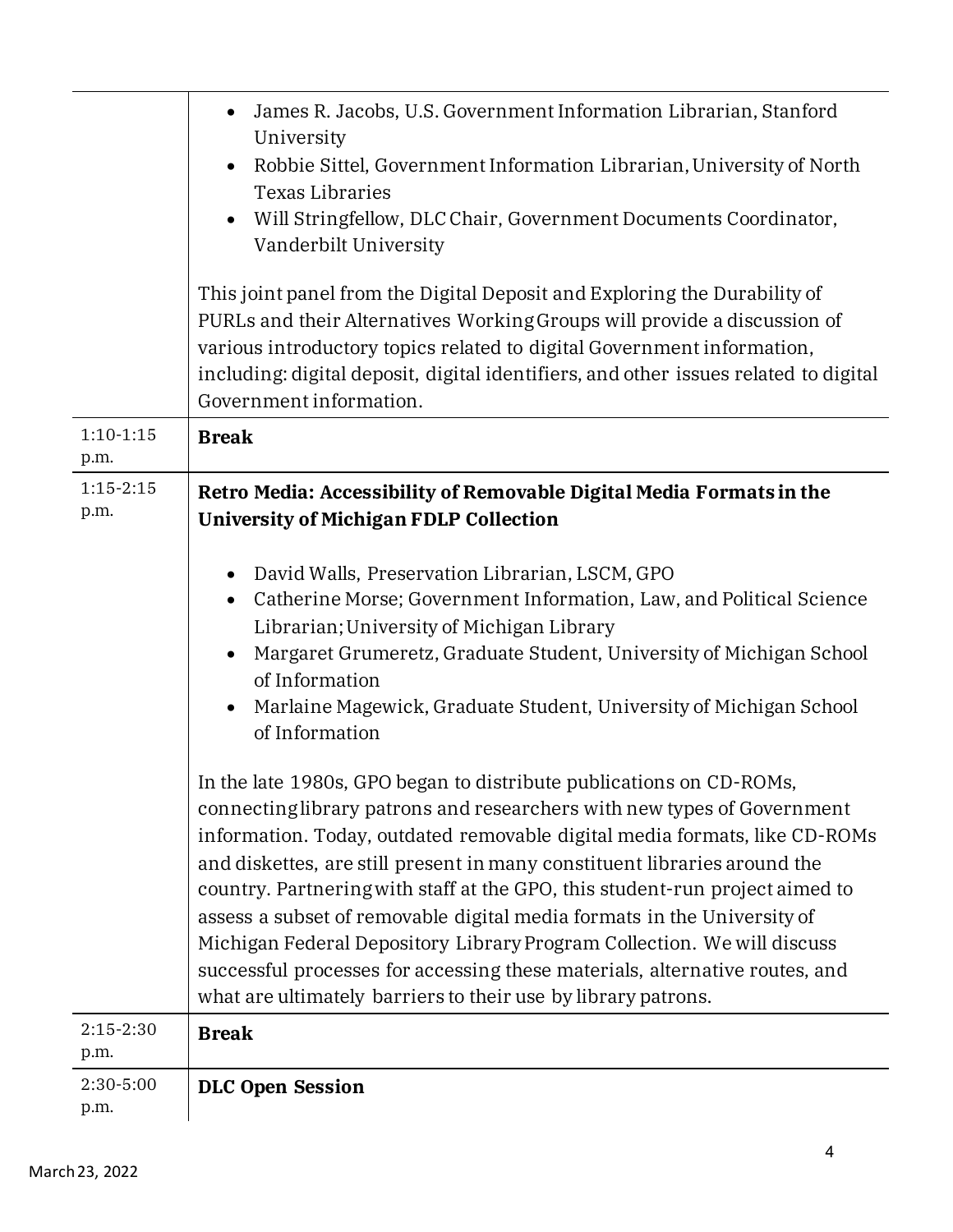| | |
|---|---|
| | <ul><li>James R. Jacobs, U.S. Government Information Librarian, Stanford University</li><li>Robbie Sittel, Government Information Librarian, University of North Texas Libraries</li><li>Will Stringfellow, DLC Chair, Government Documents Coordinator, Vanderbilt University</li></ul>This joint panel from the Digital Deposit and Exploring the Durability of PURLs and their Alternatives Working Groups will provide a discussion of various introductory topics related to digital Government information, including: digital deposit, digital identifiers, and other issues related to digital Government information. |
| 1:10-1:15 p.m. | **Break** |
| 1:15-2:15 p.m. | **Retro Media: Accessibility of Removable Digital Media Formats in the University of Michigan FDLP Collection**<ul><li>David Walls, Preservation Librarian, LSCM, GPO</li><li>Catherine Morse; Government Information, Law, and Political Science Librarian; University of Michigan Library</li><li>Margaret Grumeretz, Graduate Student, University of Michigan School of Information</li><li>Marlaine Magewick, Graduate Student, University of Michigan School of Information</li></ul>In the late 1980s, GPO began to distribute publications on CD-ROMs, connecting library patrons and researchers with new types of Government information. Today, outdated removable digital media formats, like CD-ROMs and diskettes, are still present in many constituent libraries around the country. Partnering with staff at the GPO, this student-run project aimed to assess a subset of removable digital media formats in the University of Michigan Federal Depository Library Program Collection. We will discuss successful processes for accessing these materials, alternative routes, and what are ultimately barriers to their use by library patrons. |
| 2:15-2:30 p.m. | **Break** |
| 2:30-5:00 p.m. | **DLC Open Session** |

March 23, 2022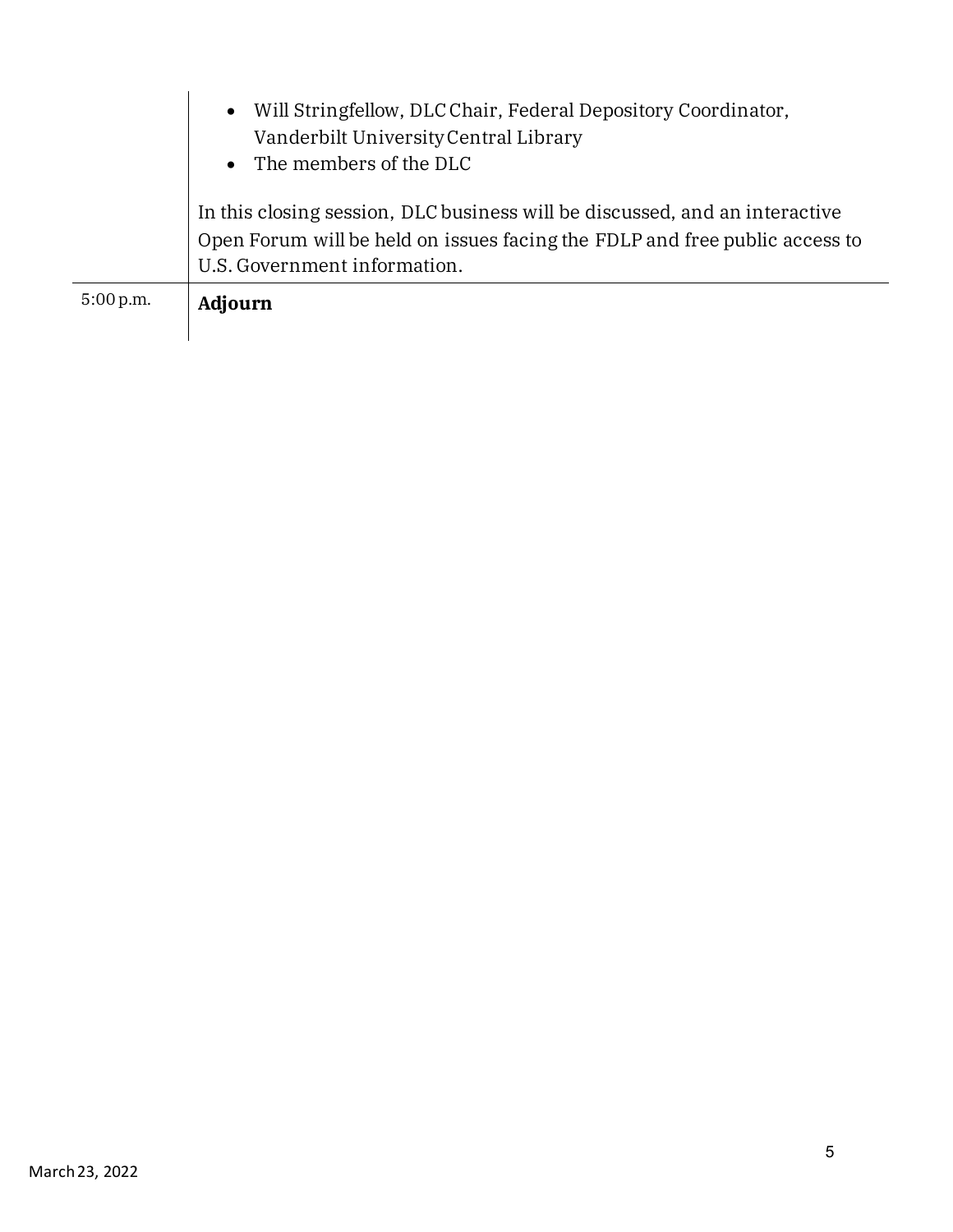| | |
|---|---|
| | • Will Stringfellow, DLC Chair, Federal Depository Coordinator, Vanderbilt University Central Library<br>• The members of the DLC<br><br>In this closing session, DLC business will be discussed, and an interactive Open Forum will be held on issues facing the FDLP and free public access to U.S. Government information. |
| 5:00 p.m. | **Adjourn** |

March 23, 2022